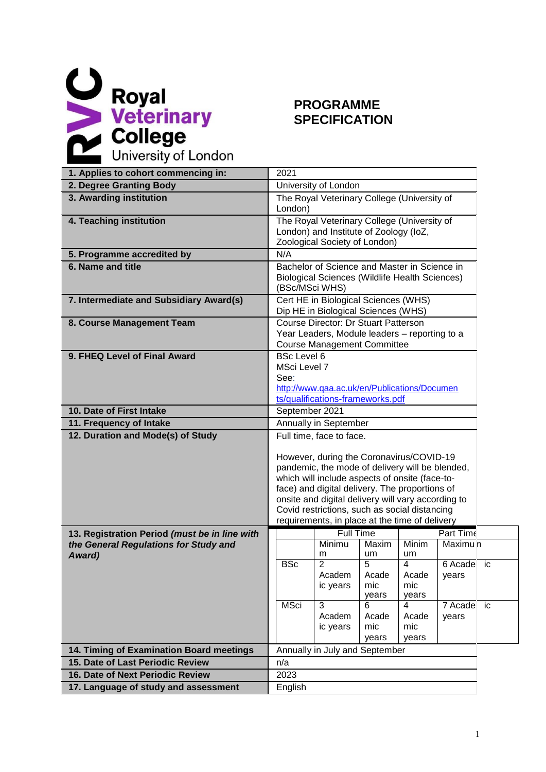Royal Veterinary College University of London

# PROGRAMME SPECIFICATION

| | |
|---|---|
| **1. Applies to cohort commencing in:** | 2021 |
| **2. Degree Granting Body** | University of London |
| **3. Awarding institution** | The Royal Veterinary College (University of London) |
| **4. Teaching institution** | The Royal Veterinary College (University of London) and Institute of Zoology (IoZ, Zoological Society of London) |
| **5. Programme accredited by** | N/A |
| **6. Name and title** | Bachelor of Science and Master in Science in Biological Sciences (Wildlife Health Sciences) (BSc/MSci WHS) |
| **7. Intermediate and Subsidiary Award(s)** | Cert HE in Biological Sciences (WHS)<br>Dip HE in Biological Sciences (WHS) |
| **8. Course Management Team** | Course Director: Dr Stuart Patterson<br>Year Leaders, Module leaders – reporting to a Course Management Committee |
| **9. FHEQ Level of Final Award** | BSc Level 6<br>MSci Level 7<br>See: [http://www.qaa.ac.uk/en/Publications/Documents/qualifications-frameworks.pdf](http://www.qaa.ac.uk/en/Publications/Documents/qualifications-frameworks.pdf) |
| **10. Date of First Intake** | September 2021 |
| **11. Frequency of Intake** | Annually in September |
| **12. Duration and Mode(s) of Study** | Full time, face to face.<br><br>However, during the Coronavirus/COVID-19 pandemic, the mode of delivery will be blended, which will include aspects of onsite (face-to-face) and digital delivery. The proportions of onsite and digital delivery will vary according to Covid restrictions, such as social distancing requirements, in place at the time of delivery |
| ***13. Registration Period** (must be in line with the General Regulations for Study and Award)* | See table below |
| **14. Timing of Examination Board meetings** | Annually in July and September |
| **15. Date of Last Periodic Review** | n/a |
| **16. Date of Next Periodic Review** | 2023 |
| **17. Language of study and assessment** | English |

**13. Registration Period:**

| | Full Time | | Part Time | |
|---|---|---|---|---|
| | Minimum | Maximum | Minimum | Maximum |
| BSc | 2 Academic years | 5 Academic years | 4 Academic years | 6 Academic years |
| MSci | 3 Academic years | 6 Academic years | 4 Academic years | 7 Academic years |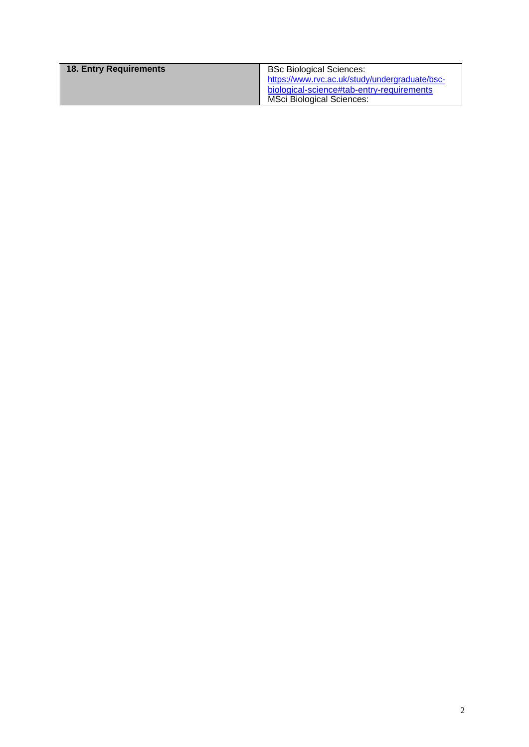| 18. Entry Requirements | BSc Biological Sciences: https://www.rvc.ac.uk/study/undergraduate/bsc-biological-science#tab-entry-requirements MSci Biological Sciences: |
|---|---|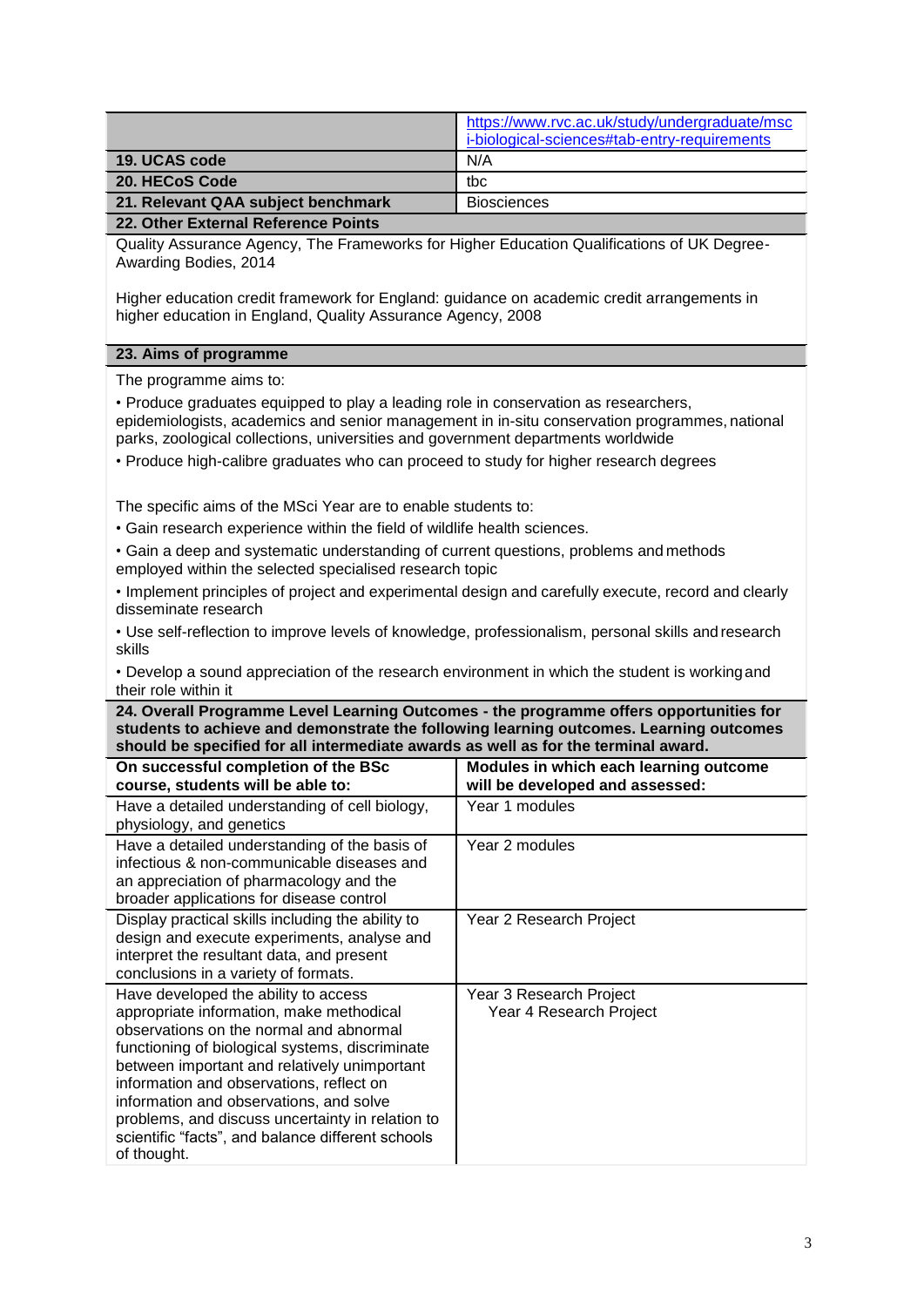| | |
|---|---|
| | https://www.rvc.ac.uk/study/undergraduate/msci-biological-sciences#tab-entry-requirements |
| **19. UCAS code** | N/A |
| **20. HECoS Code** | tbc |
| **21. Relevant QAA subject benchmark** | Biosciences |

**22. Other External Reference Points**

Quality Assurance Agency, The Frameworks for Higher Education Qualifications of UK Degree-Awarding Bodies, 2014

Higher education credit framework for England: guidance on academic credit arrangements in higher education in England, Quality Assurance Agency, 2008

**23. Aims of programme**

The programme aims to:

• Produce graduates equipped to play a leading role in conservation as researchers, epidemiologists, academics and senior management in in-situ conservation programmes, national parks, zoological collections, universities and government departments worldwide

• Produce high-calibre graduates who can proceed to study for higher research degrees

The specific aims of the MSci Year are to enable students to:

• Gain research experience within the field of wildlife health sciences.

• Gain a deep and systematic understanding of current questions, problems and methods employed within the selected specialised research topic

• Implement principles of project and experimental design and carefully execute, record and clearly disseminate research

• Use self-reflection to improve levels of knowledge, professionalism, personal skills and research skills

• Develop a sound appreciation of the research environment in which the student is working and their role within it

**24. Overall Programme Level Learning Outcomes - the programme offers opportunities for students to achieve and demonstrate the following learning outcomes. Learning outcomes should be specified for all intermediate awards as well as for the terminal award.**

| On successful completion of the BSc course, students will be able to: | Modules in which each learning outcome will be developed and assessed: |
|---|---|
| Have a detailed understanding of cell biology, physiology, and genetics | Year 1 modules |
| Have a detailed understanding of the basis of infectious & non-communicable diseases and an appreciation of pharmacology and the broader applications for disease control | Year 2 modules |
| Display practical skills including the ability to design and execute experiments, analyse and interpret the resultant data, and present conclusions in a variety of formats. | Year 2 Research Project |
| Have developed the ability to access appropriate information, make methodical observations on the normal and abnormal functioning of biological systems, discriminate between important and relatively unimportant information and observations, reflect on information and observations, and solve problems, and discuss uncertainty in relation to scientific "facts", and balance different schools of thought. | Year 3 Research Project<br>Year 4 Research Project |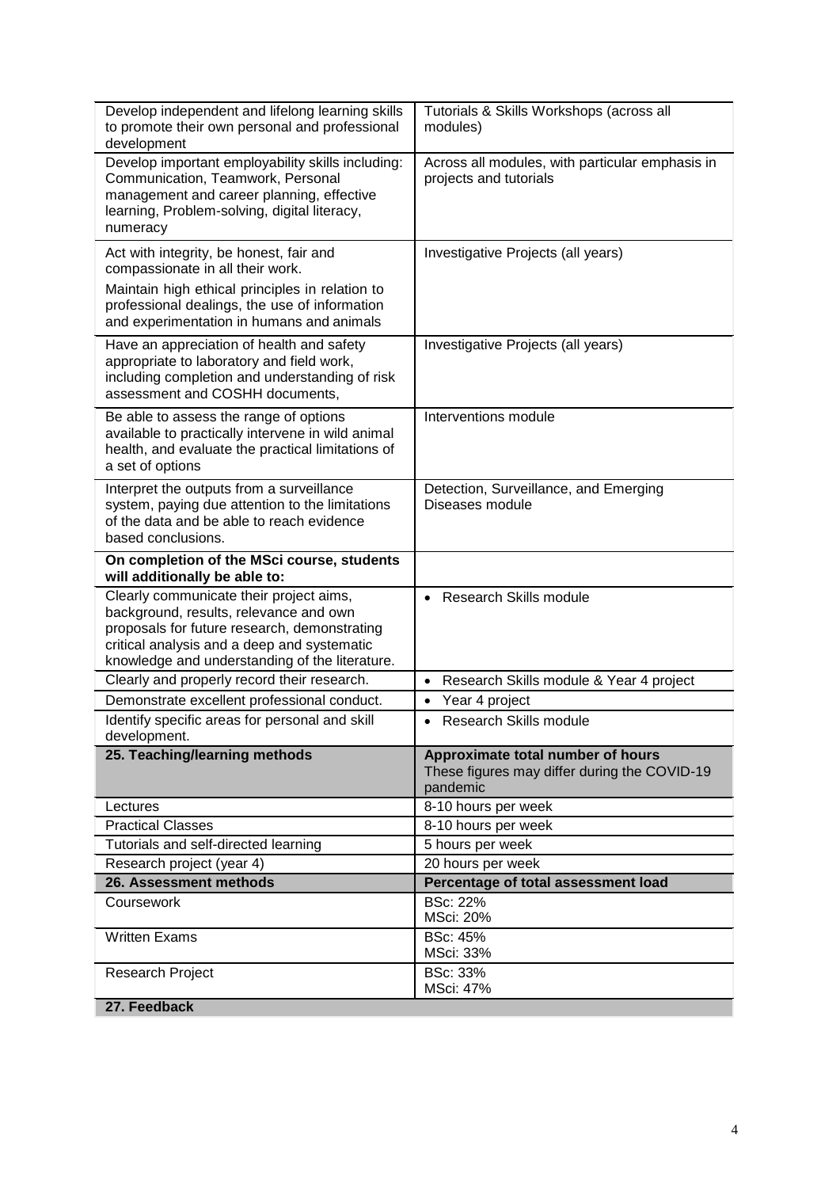| | |
|---|---|
| Develop independent and lifelong learning skills to promote their own personal and professional development | Tutorials & Skills Workshops (across all modules) |
| Develop important employability skills including: Communication, Teamwork, Personal management and career planning, effective learning, Problem-solving, digital literacy, numeracy | Across all modules, with particular emphasis in projects and tutorials |
| Act with integrity, be honest, fair and compassionate in all their work.<br>Maintain high ethical principles in relation to professional dealings, the use of information and experimentation in humans and animals | Investigative Projects (all years) |
| Have an appreciation of health and safety appropriate to laboratory and field work, including completion and understanding of risk assessment and COSHH documents, | Investigative Projects (all years) |
| Be able to assess the range of options available to practically intervene in wild animal health, and evaluate the practical limitations of a set of options | Interventions module |
| Interpret the outputs from a surveillance system, paying due attention to the limitations of the data and be able to reach evidence based conclusions. | Detection, Surveillance, and Emerging Diseases module |
| **On completion of the MSci course, students will additionally be able to:** | |
| Clearly communicate their project aims, background, results, relevance and own proposals for future research, demonstrating critical analysis and a deep and systematic knowledge and understanding of the literature. | • Research Skills module |
| Clearly and properly record their research. | • Research Skills module & Year 4 project |
| Demonstrate excellent professional conduct. | • Year 4 project |
| Identify specific areas for personal and skill development. | • Research Skills module |

| 25. Teaching/learning methods | Approximate total number of hours<br>These figures may differ during the COVID-19 pandemic |
|---|---|
| Lectures | 8-10 hours per week |
| Practical Classes | 8-10 hours per week |
| Tutorials and self-directed learning | 5 hours per week |
| Research project (year 4) | 20 hours per week |

| 26. Assessment methods | Percentage of total assessment load |
|---|---|
| Coursework | BSc: 22%<br>MSci: 20% |
| Written Exams | BSc: 45%<br>MSci: 33% |
| Research Project | BSc: 33%<br>MSci: 47% |

**27. Feedback**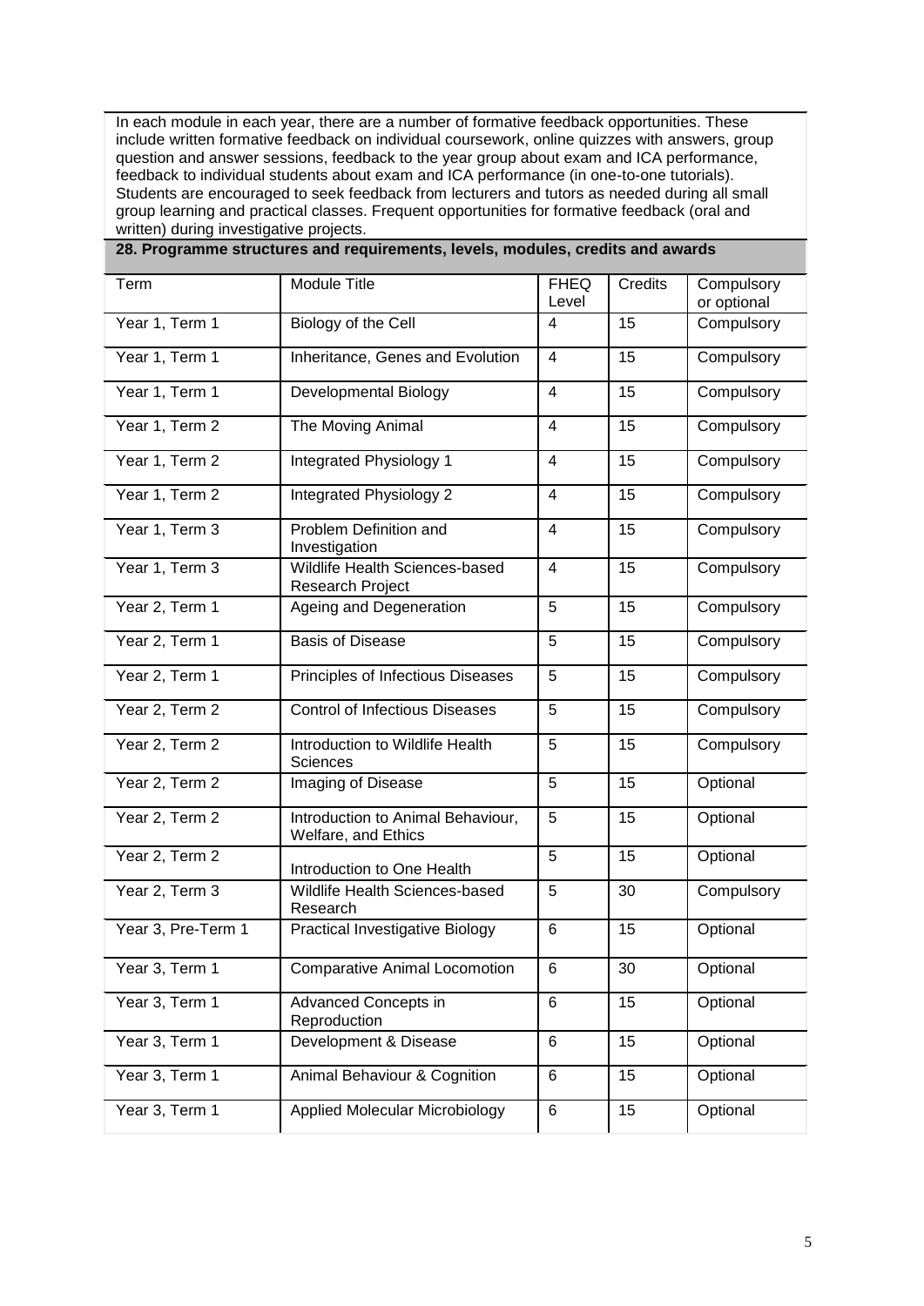In each module in each year, there are a number of formative feedback opportunities. These include written formative feedback on individual coursework, online quizzes with answers, group question and answer sessions, feedback to the year group about exam and ICA performance, feedback to individual students about exam and ICA performance (in one-to-one tutorials). Students are encouraged to seek feedback from lecturers and tutors as needed during all small group learning and practical classes. Frequent opportunities for formative feedback (oral and written) during investigative projects.

**28. Programme structures and requirements, levels, modules, credits and awards**

| Term | Module Title | FHEQ Level | Credits | Compulsory or optional |
|---|---|---|---|---|
| Year 1, Term 1 | Biology of the Cell | 4 | 15 | Compulsory |
| Year 1, Term 1 | Inheritance, Genes and Evolution | 4 | 15 | Compulsory |
| Year 1, Term 1 | Developmental Biology | 4 | 15 | Compulsory |
| Year 1, Term 2 | The Moving Animal | 4 | 15 | Compulsory |
| Year 1, Term 2 | Integrated Physiology 1 | 4 | 15 | Compulsory |
| Year 1, Term 2 | Integrated Physiology 2 | 4 | 15 | Compulsory |
| Year 1, Term 3 | Problem Definition and Investigation | 4 | 15 | Compulsory |
| Year 1, Term 3 | Wildlife Health Sciences-based Research Project | 4 | 15 | Compulsory |
| Year 2, Term 1 | Ageing and Degeneration | 5 | 15 | Compulsory |
| Year 2, Term 1 | Basis of Disease | 5 | 15 | Compulsory |
| Year 2, Term 1 | Principles of Infectious Diseases | 5 | 15 | Compulsory |
| Year 2, Term 2 | Control of Infectious Diseases | 5 | 15 | Compulsory |
| Year 2, Term 2 | Introduction to Wildlife Health Sciences | 5 | 15 | Compulsory |
| Year 2, Term 2 | Imaging of Disease | 5 | 15 | Optional |
| Year 2, Term 2 | Introduction to Animal Behaviour, Welfare, and Ethics | 5 | 15 | Optional |
| Year 2, Term 2 | Introduction to One Health | 5 | 15 | Optional |
| Year 2, Term 3 | Wildlife Health Sciences-based Research | 5 | 30 | Compulsory |
| Year 3, Pre-Term 1 | Practical Investigative Biology | 6 | 15 | Optional |
| Year 3, Term 1 | Comparative Animal Locomotion | 6 | 30 | Optional |
| Year 3, Term 1 | Advanced Concepts in Reproduction | 6 | 15 | Optional |
| Year 3, Term 1 | Development & Disease | 6 | 15 | Optional |
| Year 3, Term 1 | Animal Behaviour & Cognition | 6 | 15 | Optional |
| Year 3, Term 1 | Applied Molecular Microbiology | 6 | 15 | Optional |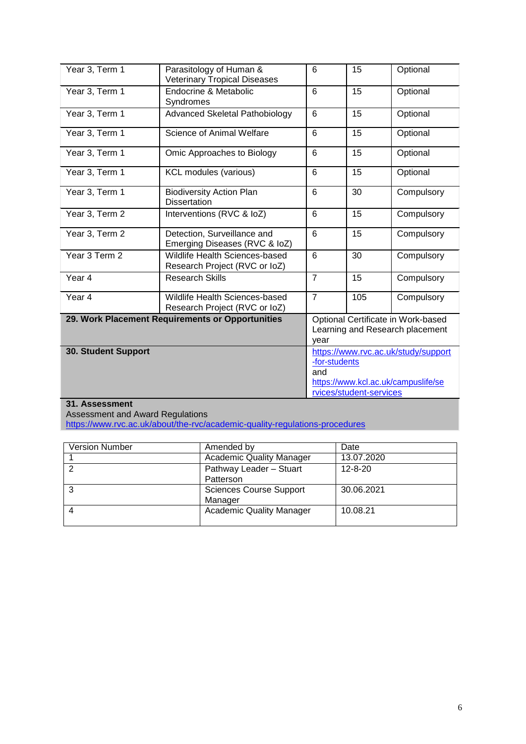| | | | | |
|---|---|---|---|---|
| Year 3, Term 1 | Parasitology of Human & Veterinary Tropical Diseases | 6 | 15 | Optional |
| Year 3, Term 1 | Endocrine & Metabolic Syndromes | 6 | 15 | Optional |
| Year 3, Term 1 | Advanced Skeletal Pathobiology | 6 | 15 | Optional |
| Year 3, Term 1 | Science of Animal Welfare | 6 | 15 | Optional |
| Year 3, Term 1 | Omic Approaches to Biology | 6 | 15 | Optional |
| Year 3, Term 1 | KCL modules (various) | 6 | 15 | Optional |
| Year 3, Term 1 | Biodiversity Action Plan Dissertation | 6 | 30 | Compulsory |
| Year 3, Term 2 | Interventions (RVC & IoZ) | 6 | 15 | Compulsory |
| Year 3, Term 2 | Detection, Surveillance and Emerging Diseases (RVC & IoZ) | 6 | 15 | Compulsory |
| Year 3 Term 2 | Wildlife Health Sciences-based Research Project (RVC or IoZ) | 6 | 30 | Compulsory |
| Year 4 | Research Skills | 7 | 15 | Compulsory |
| Year 4 | Wildlife Health Sciences-based Research Project (RVC or IoZ) | 7 | 105 | Compulsory |

| | |
|---|---|
| **29. Work Placement Requirements or Opportunities** | Optional Certificate in Work-based Learning and Research placement year |
| **30. Student Support** | https://www.rvc.ac.uk/study/support-for-students and https://www.kcl.ac.uk/campuslife/services/student-services |

**31. Assessment**

Assessment and Award Regulations
https://www.rvc.ac.uk/about/the-rvc/academic-quality-regulations-procedures

| Version Number | Amended by | Date |
|---|---|---|
| 1 | Academic Quality Manager | 13.07.2020 |
| 2 | Pathway Leader – Stuart Patterson | 12-8-20 |
| 3 | Sciences Course Support Manager | 30.06.2021 |
| 4 | Academic Quality Manager | 10.08.21 |